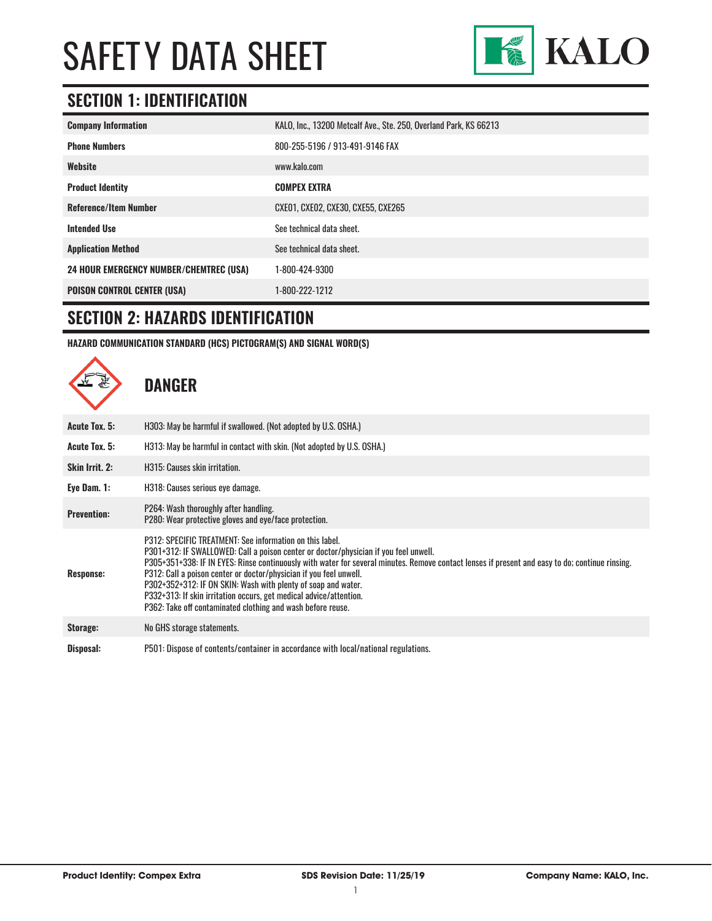# SAFETY DATA SHEET

KALO

## SECTION 1: IDENTIFICATION

| | |
|---|---|
| **Company Information** | KALO, Inc., 13200 Metcalf Ave., Ste. 250, Overland Park, KS 66213 |
| **Phone Numbers** | 800-255-5196 / 913-491-9146 FAX |
| **Website** | www.kalo.com |
| **Product Identity** | **COMPEX EXTRA** |
| **Reference/Item Number** | CXE01, CXE02, CXE30, CXE55, CXE265 |
| **Intended Use** | See technical data sheet. |
| **Application Method** | See technical data sheet. |
| **24 HOUR EMERGENCY NUMBER/CHEMTREC (USA)** | 1-800-424-9300 |
| **POISON CONTROL CENTER (USA)** | 1-800-222-1212 |

## SECTION 2: HAZARDS IDENTIFICATION

**HAZARD COMMUNICATION STANDARD (HCS) PICTOGRAM(S) AND SIGNAL WORD(S)**

### DANGER

| | |
|---|---|
| **Acute Tox. 5:** | H303: May be harmful if swallowed. (Not adopted by U.S. OSHA.) |
| **Acute Tox. 5:** | H313: May be harmful in contact with skin. (Not adopted by U.S. OSHA.) |
| **Skin Irrit. 2:** | H315: Causes skin irritation. |
| **Eye Dam. 1:** | H318: Causes serious eye damage. |
| **Prevention:** | P264: Wash thoroughly after handling.<br>P280: Wear protective gloves and eye/face protection. |
| **Response:** | P312: SPECIFIC TREATMENT: See information on this label.<br>P301+312: IF SWALLOWED: Call a poison center or doctor/physician if you feel unwell.<br>P305+351+338: IF IN EYES: Rinse continuously with water for several minutes. Remove contact lenses if present and easy to do; continue rinsing.<br>P312: Call a poison center or doctor/physician if you feel unwell.<br>P302+352+312: IF ON SKIN: Wash with plenty of soap and water.<br>P332+313: If skin irritation occurs, get medical advice/attention.<br>P362: Take off contaminated clothing and wash before reuse. |
| **Storage:** | No GHS storage statements. |
| **Disposal:** | P501: Dispose of contents/container in accordance with local/national regulations. |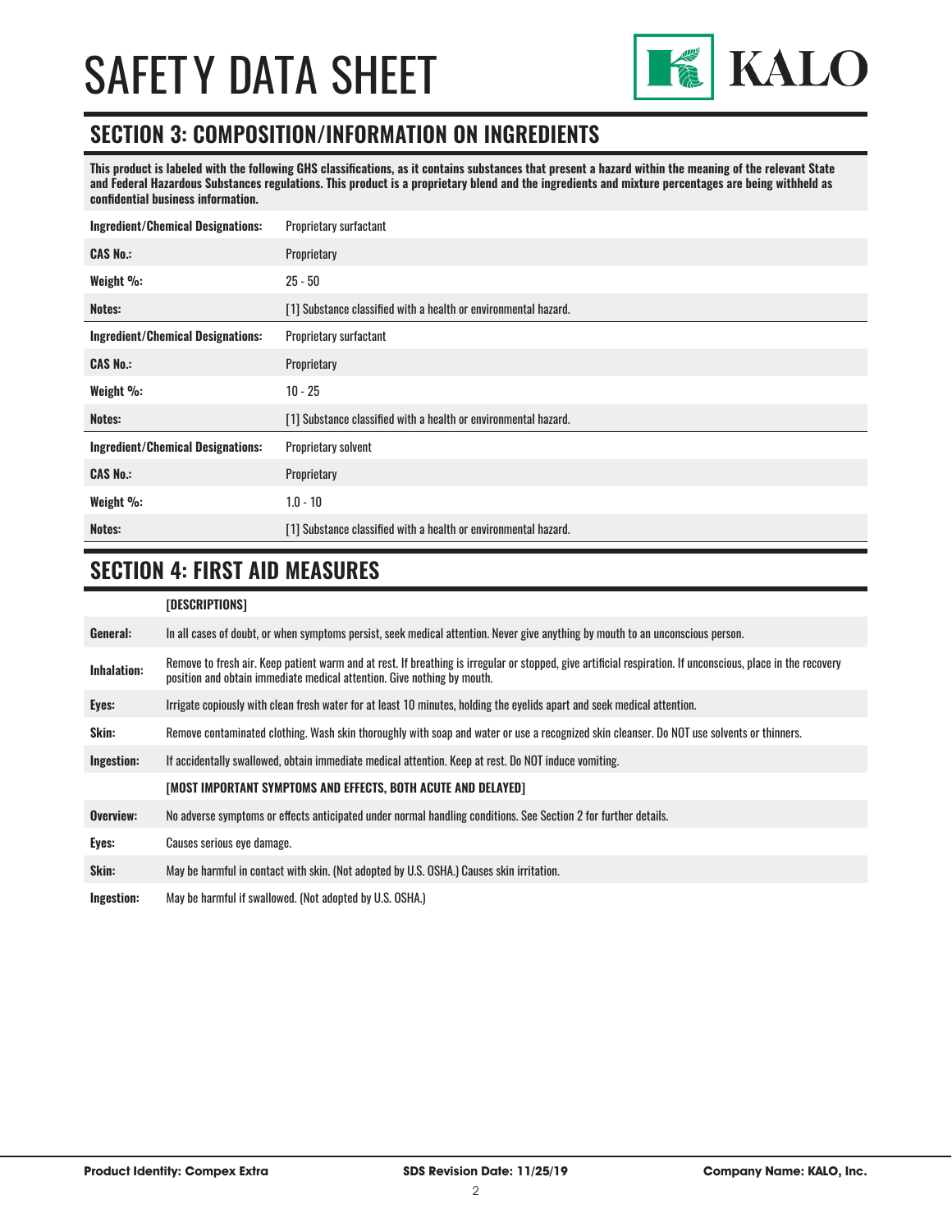## SECTION 3: COMPOSITION/INFORMATION ON INGREDIENTS

**This product is labeled with the following GHS classifications, as it contains substances that present a hazard within the meaning of the relevant State and Federal Hazardous Substances regulations. This product is a proprietary blend and the ingredients and mixture percentages are being withheld as confidential business information.**

| | |
|---|---|
| **Ingredient/Chemical Designations:** | Proprietary surfactant |
| **CAS No.:** | Proprietary |
| **Weight %:** | 25 - 50 |
| **Notes:** | [1] Substance classified with a health or environmental hazard. |
| **Ingredient/Chemical Designations:** | Proprietary surfactant |
| **CAS No.:** | Proprietary |
| **Weight %:** | 10 - 25 |
| **Notes:** | [1] Substance classified with a health or environmental hazard. |
| **Ingredient/Chemical Designations:** | Proprietary solvent |
| **CAS No.:** | Proprietary |
| **Weight %:** | 1.0 - 10 |
| **Notes:** | [1] Substance classified with a health or environmental hazard. |

## SECTION 4: FIRST AID MEASURES

| | |
|---|---|
| | **[DESCRIPTIONS]** |
| **General:** | In all cases of doubt, or when symptoms persist, seek medical attention. Never give anything by mouth to an unconscious person. |
| **Inhalation:** | Remove to fresh air. Keep patient warm and at rest. If breathing is irregular or stopped, give artificial respiration. If unconscious, place in the recovery position and obtain immediate medical attention. Give nothing by mouth. |
| **Eyes:** | Irrigate copiously with clean fresh water for at least 10 minutes, holding the eyelids apart and seek medical attention. |
| **Skin:** | Remove contaminated clothing. Wash skin thoroughly with soap and water or use a recognized skin cleanser. Do NOT use solvents or thinners. |
| **Ingestion:** | If accidentally swallowed, obtain immediate medical attention. Keep at rest. Do NOT induce vomiting. |
| | **[MOST IMPORTANT SYMPTOMS AND EFFECTS, BOTH ACUTE AND DELAYED]** |
| **Overview:** | No adverse symptoms or effects anticipated under normal handling conditions. See Section 2 for further details. |
| **Eyes:** | Causes serious eye damage. |
| **Skin:** | May be harmful in contact with skin. (Not adopted by U.S. OSHA.) Causes skin irritation. |
| **Ingestion:** | May be harmful if swallowed. (Not adopted by U.S. OSHA.) |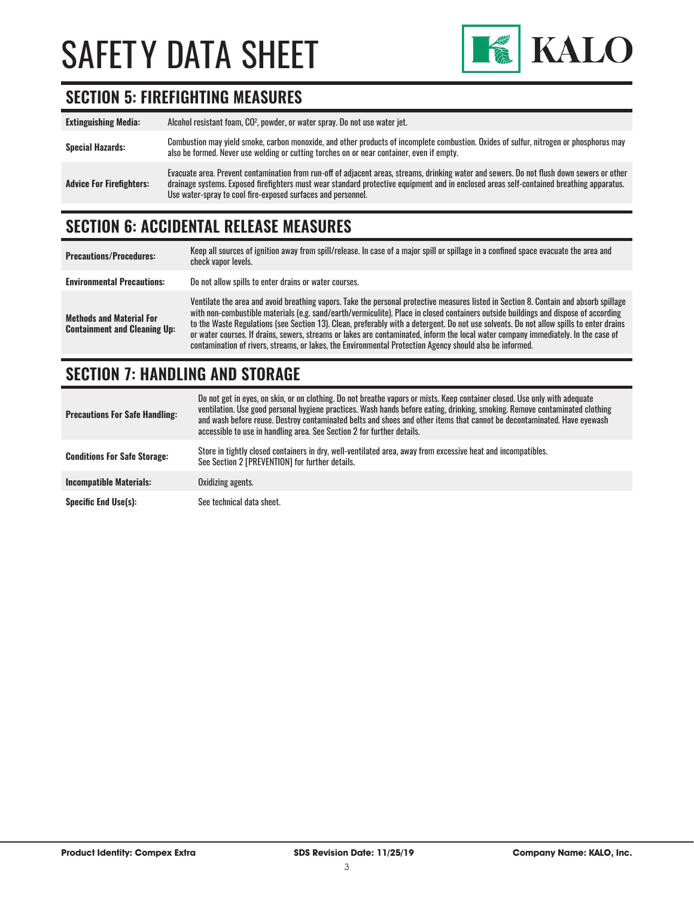## SECTION 5: FIREFIGHTING MEASURES

| | |
|---|---|
| **Extinguishing Media:** | Alcohol resistant foam, $CO^2$, powder, or water spray. Do not use water jet. |
| **Special Hazards:** | Combustion may yield smoke, carbon monoxide, and other products of incomplete combustion. Oxides of sulfur, nitrogen or phosphorus may also be formed. Never use welding or cutting torches on or near container, even if empty. |
| **Advice For Firefighters:** | Evacuate area. Prevent contamination from run-off of adjacent areas, streams, drinking water and sewers. Do not flush down sewers or other drainage systems. Exposed firefighters must wear standard protective equipment and in enclosed areas self-contained breathing apparatus. Use water-spray to cool fire-exposed surfaces and personnel. |

## SECTION 6: ACCIDENTAL RELEASE MEASURES

| | |
|---|---|
| **Precautions/Procedures:** | Keep all sources of ignition away from spill/release. In case of a major spill or spillage in a confined space evacuate the area and check vapor levels. |
| **Environmental Precautions:** | Do not allow spills to enter drains or water courses. |
| **Methods and Material For Containment and Cleaning Up:** | Ventilate the area and avoid breathing vapors. Take the personal protective measures listed in Section 8. Contain and absorb spillage with non-combustible materials (e.g. sand/earth/vermiculite). Place in closed containers outside buildings and dispose of according to the Waste Regulations (see Section 13). Clean, preferably with a detergent. Do not use solvents. Do not allow spills to enter drains or water courses. If drains, sewers, streams or lakes are contaminated, inform the local water company immediately. In the case of contamination of rivers, streams, or lakes, the Environmental Protection Agency should also be informed. |

## SECTION 7: HANDLING AND STORAGE

| | |
|---|---|
| **Precautions For Safe Handling:** | Do not get in eyes, on skin, or on clothing. Do not breathe vapors or mists. Keep container closed. Use only with adequate ventilation. Use good personal hygiene practices. Wash hands before eating, drinking, smoking. Remove contaminated clothing and wash before reuse. Destroy contaminated belts and shoes and other items that cannot be decontaminated. Have eyewash accessible to use in handling area. See Section 2 for further details. |
| **Conditions For Safe Storage:** | Store in tightly closed containers in dry, well-ventilated area, away from excessive heat and incompatibles. See Section 2 [PREVENTION] for further details. |
| **Incompatible Materials:** | Oxidizing agents. |
| **Specific End Use(s):** | See technical data sheet. |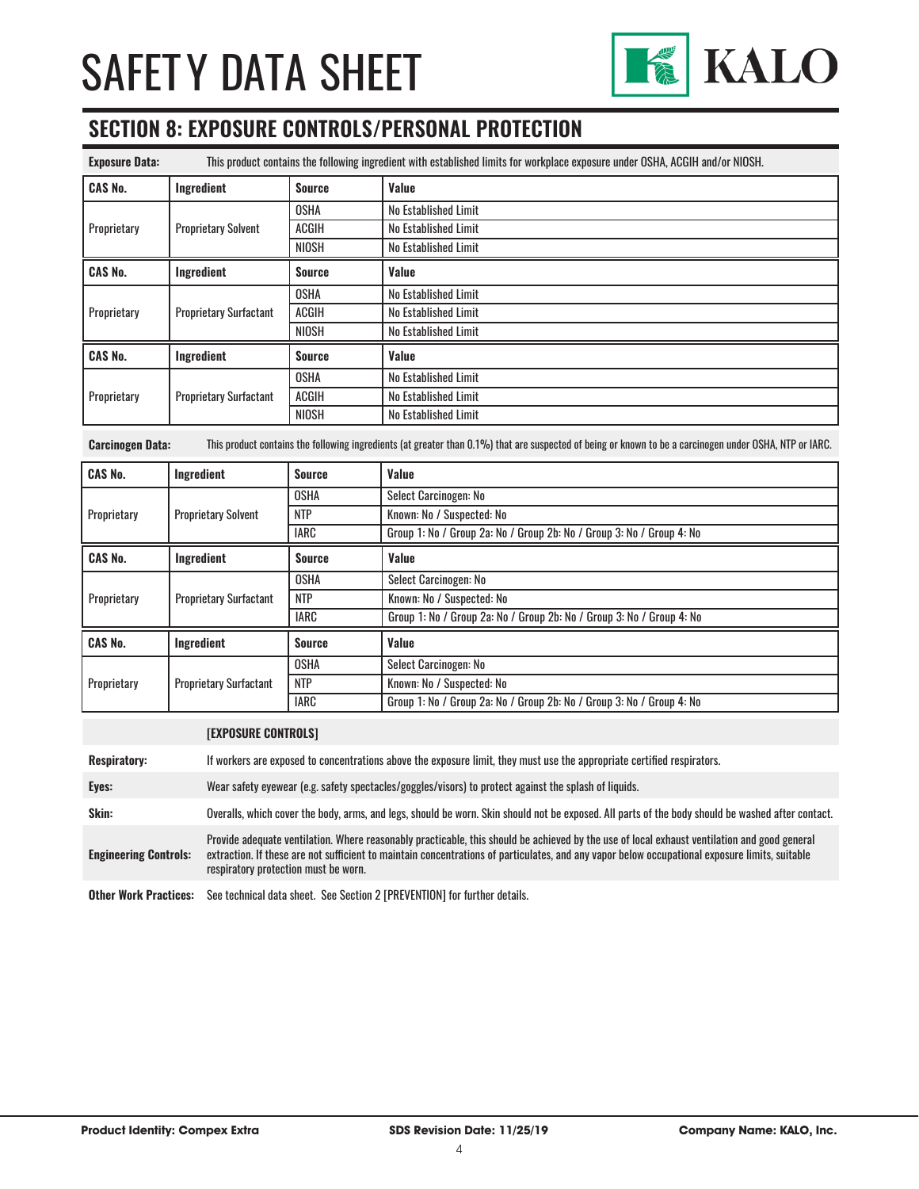# SAFETY DATA SHEET

## SECTION 8: EXPOSURE CONTROLS/PERSONAL PROTECTION

**Exposure Data:** This product contains the following ingredient with established limits for workplace exposure under OSHA, ACGIH and/or NIOSH.

| CAS No. | Ingredient | Source | Value |
|---|---|---|---|
| Proprietary | Proprietary Solvent | OSHA | No Established Limit |
| | | ACGIH | No Established Limit |
| | | NIOSH | No Established Limit |

| CAS No. | Ingredient | Source | Value |
|---|---|---|---|
| Proprietary | Proprietary Surfactant | OSHA | No Established Limit |
| | | ACGIH | No Established Limit |
| | | NIOSH | No Established Limit |

| CAS No. | Ingredient | Source | Value |
|---|---|---|---|
| Proprietary | Proprietary Surfactant | OSHA | No Established Limit |
| | | ACGIH | No Established Limit |
| | | NIOSH | No Established Limit |

**Carcinogen Data:** This product contains the following ingredients (at greater than 0.1%) that are suspected of being or known to be a carcinogen under OSHA, NTP or IARC.

| CAS No. | Ingredient | Source | Value |
|---|---|---|---|
| Proprietary | Proprietary Solvent | OSHA | Select Carcinogen: No |
| | | NTP | Known: No / Suspected: No |
| | | IARC | Group 1: No / Group 2a: No / Group 2b: No / Group 3: No / Group 4: No |

| CAS No. | Ingredient | Source | Value |
|---|---|---|---|
| Proprietary | Proprietary Surfactant | OSHA | Select Carcinogen: No |
| | | NTP | Known: No / Suspected: No |
| | | IARC | Group 1: No / Group 2a: No / Group 2b: No / Group 3: No / Group 4: No |

| CAS No. | Ingredient | Source | Value |
|---|---|---|---|
| Proprietary | Proprietary Surfactant | OSHA | Select Carcinogen: No |
| | | NTP | Known: No / Suspected: No |
| | | IARC | Group 1: No / Group 2a: No / Group 2b: No / Group 3: No / Group 4: No |

**[EXPOSURE CONTROLS]**

**Respiratory:** If workers are exposed to concentrations above the exposure limit, they must use the appropriate certified respirators.

**Eyes:** Wear safety eyewear (e.g. safety spectacles/goggles/visors) to protect against the splash of liquids.

**Skin:** Overalls, which cover the body, arms, and legs, should be worn. Skin should not be exposed. All parts of the body should be washed after contact.

**Engineering Controls:** Provide adequate ventilation. Where reasonably practicable, this should be achieved by the use of local exhaust ventilation and good general extraction. If these are not sufficient to maintain concentrations of particulates, and any vapor below occupational exposure limits, suitable respiratory protection must be worn.

**Other Work Practices:** See technical data sheet. See Section 2 [PREVENTION] for further details.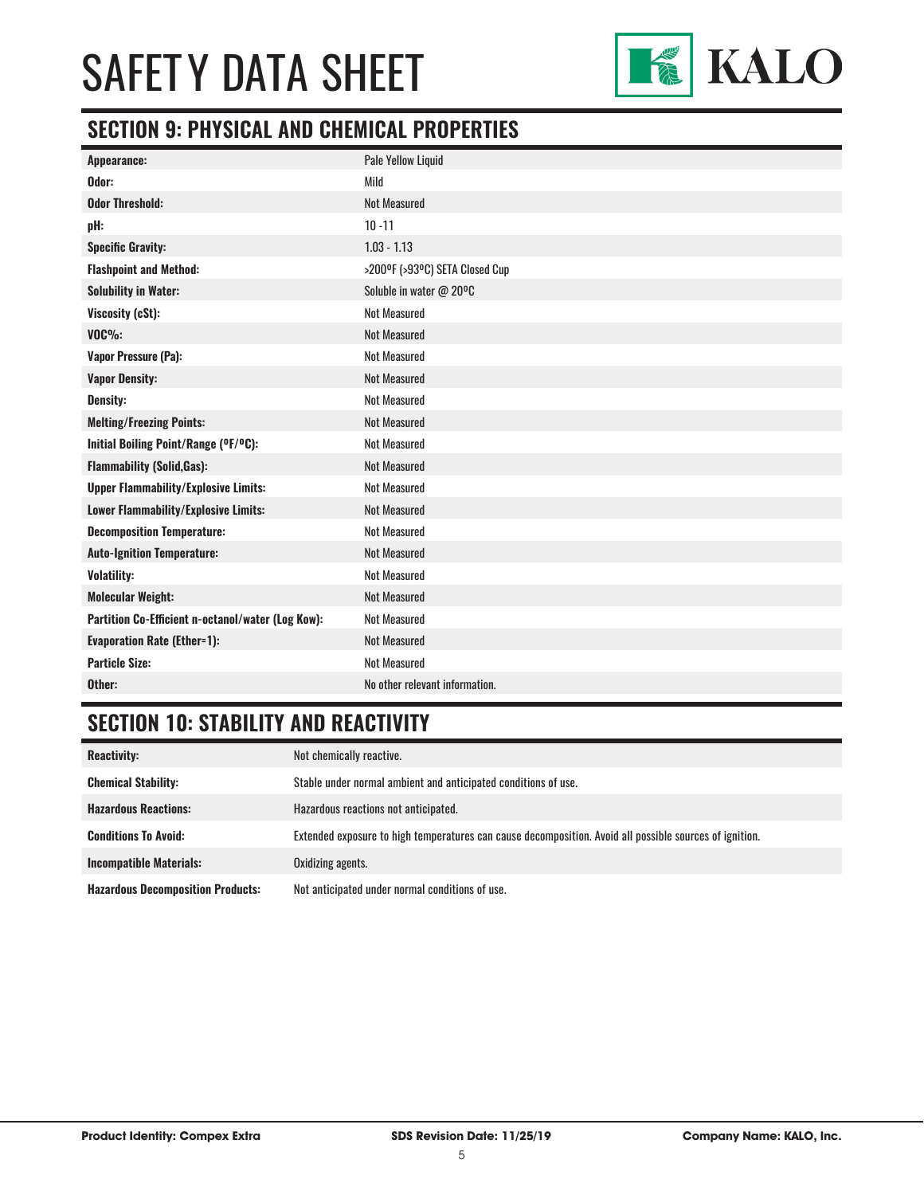## SECTION 9: PHYSICAL AND CHEMICAL PROPERTIES

| | |
|---|---|
| **Appearance:** | Pale Yellow Liquid |
| **Odor:** | Mild |
| **Odor Threshold:** | Not Measured |
| **pH:** | 10 -11 |
| **Specific Gravity:** | 1.03 - 1.13 |
| **Flashpoint and Method:** | >200ºF (>93ºC) SETA Closed Cup |
| **Solubility in Water:** | Soluble in water @ 20ºC |
| **Viscosity (cSt):** | Not Measured |
| **VOC%:** | Not Measured |
| **Vapor Pressure (Pa):** | Not Measured |
| **Vapor Density:** | Not Measured |
| **Density:** | Not Measured |
| **Melting/Freezing Points:** | Not Measured |
| **Initial Boiling Point/Range (ºF/ºC):** | Not Measured |
| **Flammability (Solid,Gas):** | Not Measured |
| **Upper Flammability/Explosive Limits:** | Not Measured |
| **Lower Flammability/Explosive Limits:** | Not Measured |
| **Decomposition Temperature:** | Not Measured |
| **Auto-Ignition Temperature:** | Not Measured |
| **Volatility:** | Not Measured |
| **Molecular Weight:** | Not Measured |
| **Partition Co-Efficient n-octanol/water (Log Kow):** | Not Measured |
| **Evaporation Rate (Ether=1):** | Not Measured |
| **Particle Size:** | Not Measured |
| **Other:** | No other relevant information. |

## SECTION 10: STABILITY AND REACTIVITY

| | |
|---|---|
| **Reactivity:** | Not chemically reactive. |
| **Chemical Stability:** | Stable under normal ambient and anticipated conditions of use. |
| **Hazardous Reactions:** | Hazardous reactions not anticipated. |
| **Conditions To Avoid:** | Extended exposure to high temperatures can cause decomposition. Avoid all possible sources of ignition. |
| **Incompatible Materials:** | Oxidizing agents. |
| **Hazardous Decomposition Products:** | Not anticipated under normal conditions of use. |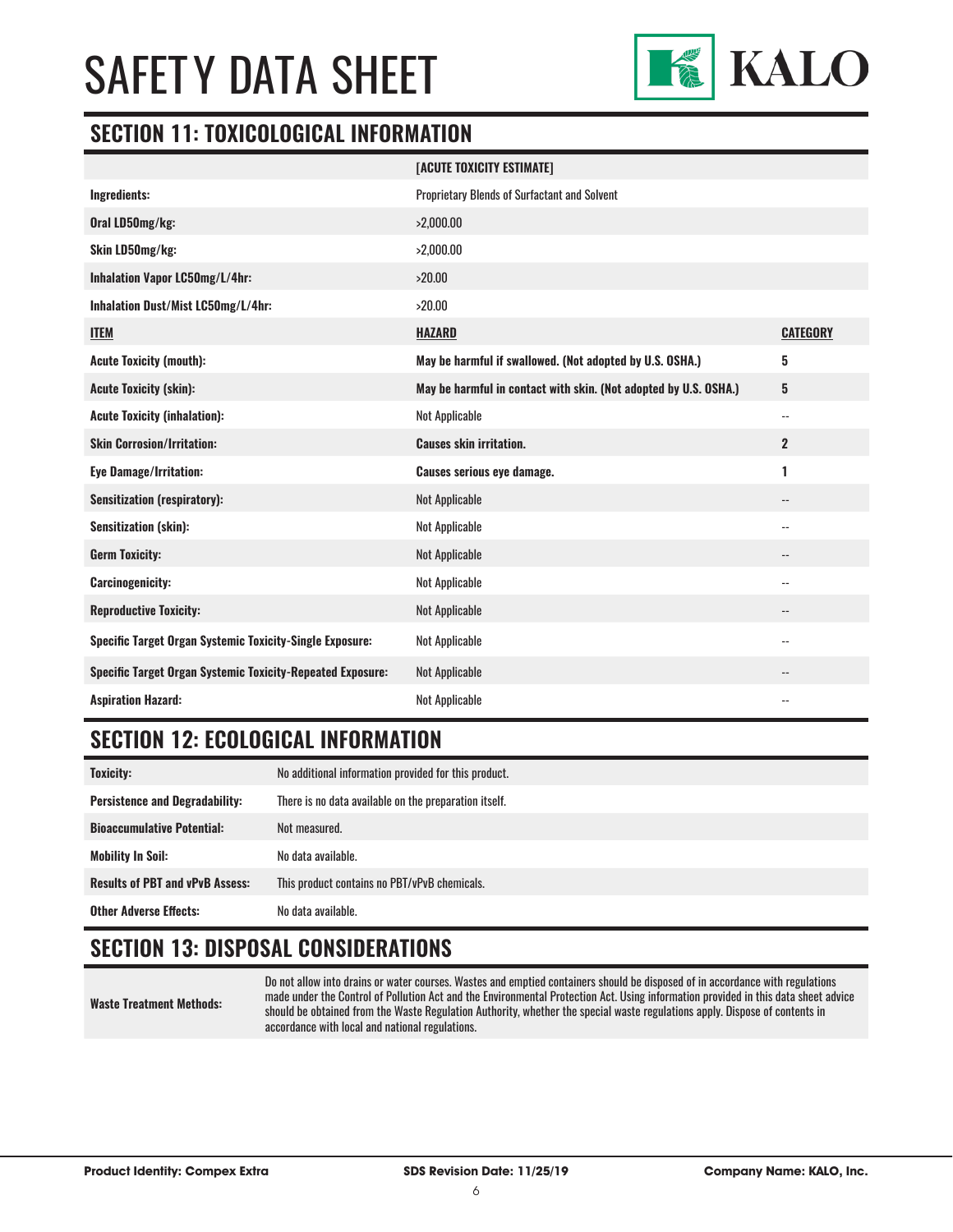## SECTION 11: TOXICOLOGICAL INFORMATION

| | [ACUTE TOXICITY ESTIMATE] | |
|---|---|---|
| **Ingredients:** | Proprietary Blends of Surfactant and Solvent | |
| **Oral LD50mg/kg:** | >2,000.00 | |
| **Skin LD50mg/kg:** | >2,000.00 | |
| **Inhalation Vapor LC50mg/L/4hr:** | >20.00 | |
| **Inhalation Dust/Mist LC50mg/L/4hr:** | >20.00 | |
| **ITEM** | **HAZARD** | **CATEGORY** |
| **Acute Toxicity (mouth):** | **May be harmful if swallowed. (Not adopted by U.S. OSHA.)** | **5** |
| **Acute Toxicity (skin):** | **May be harmful in contact with skin. (Not adopted by U.S. OSHA.)** | **5** |
| **Acute Toxicity (inhalation):** | Not Applicable | -- |
| **Skin Corrosion/Irritation:** | **Causes skin irritation.** | **2** |
| **Eye Damage/Irritation:** | **Causes serious eye damage.** | **1** |
| **Sensitization (respiratory):** | Not Applicable | -- |
| **Sensitization (skin):** | Not Applicable | -- |
| **Germ Toxicity:** | Not Applicable | -- |
| **Carcinogenicity:** | Not Applicable | -- |
| **Reproductive Toxicity:** | Not Applicable | -- |
| **Specific Target Organ Systemic Toxicity-Single Exposure:** | Not Applicable | -- |
| **Specific Target Organ Systemic Toxicity-Repeated Exposure:** | Not Applicable | -- |
| **Aspiration Hazard:** | Not Applicable | -- |

## SECTION 12: ECOLOGICAL INFORMATION

| | |
|---|---|
| **Toxicity:** | No additional information provided for this product. |
| **Persistence and Degradability:** | There is no data available on the preparation itself. |
| **Bioaccumulative Potential:** | Not measured. |
| **Mobility In Soil:** | No data available. |
| **Results of PBT and vPvB Assess:** | This product contains no PBT/vPvB chemicals. |
| **Other Adverse Effects:** | No data available. |

## SECTION 13: DISPOSAL CONSIDERATIONS

| | |
|---|---|
| **Waste Treatment Methods:** | Do not allow into drains or water courses. Wastes and emptied containers should be disposed of in accordance with regulations made under the Control of Pollution Act and the Environmental Protection Act. Using information provided in this data sheet advice should be obtained from the Waste Regulation Authority, whether the special waste regulations apply. Dispose of contents in accordance with local and national regulations. |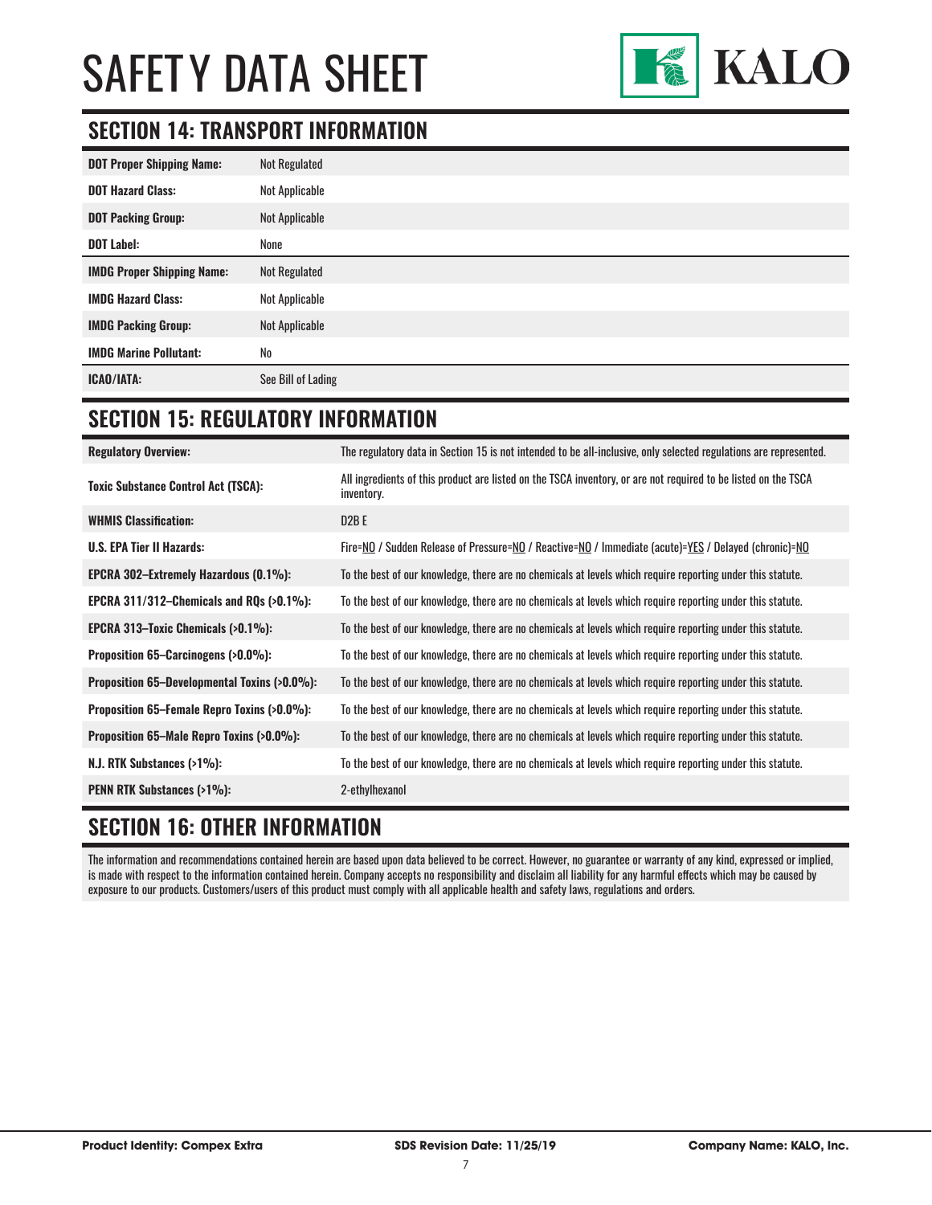# SAFETY DATA SHEET

## SECTION 14: TRANSPORT INFORMATION

| | |
|---|---|
| **DOT Proper Shipping Name:** | Not Regulated |
| **DOT Hazard Class:** | Not Applicable |
| **DOT Packing Group:** | Not Applicable |
| **DOT Label:** | None |
| **IMDG Proper Shipping Name:** | Not Regulated |
| **IMDG Hazard Class:** | Not Applicable |
| **IMDG Packing Group:** | Not Applicable |
| **IMDG Marine Pollutant:** | No |
| **ICAO/IATA:** | See Bill of Lading |

## SECTION 15: REGULATORY INFORMATION

| | |
|---|---|
| **Regulatory Overview:** | The regulatory data in Section 15 is not intended to be all-inclusive, only selected regulations are represented. |
| **Toxic Substance Control Act (TSCA):** | All ingredients of this product are listed on the TSCA inventory, or are not required to be listed on the TSCA inventory. |
| **WHMIS Classification:** | D2B E |
| **U.S. EPA Tier II Hazards:** | Fire=NO / Sudden Release of Pressure=NO / Reactive=NO / Immediate (acute)=YES / Delayed (chronic)=NO |
| **EPCRA 302–Extremely Hazardous (0.1%):** | To the best of our knowledge, there are no chemicals at levels which require reporting under this statute. |
| **EPCRA 311/312–Chemicals and RQs (>0.1%):** | To the best of our knowledge, there are no chemicals at levels which require reporting under this statute. |
| **EPCRA 313–Toxic Chemicals (>0.1%):** | To the best of our knowledge, there are no chemicals at levels which require reporting under this statute. |
| **Proposition 65–Carcinogens (>0.0%):** | To the best of our knowledge, there are no chemicals at levels which require reporting under this statute. |
| **Proposition 65–Developmental Toxins (>0.0%):** | To the best of our knowledge, there are no chemicals at levels which require reporting under this statute. |
| **Proposition 65–Female Repro Toxins (>0.0%):** | To the best of our knowledge, there are no chemicals at levels which require reporting under this statute. |
| **Proposition 65–Male Repro Toxins (>0.0%):** | To the best of our knowledge, there are no chemicals at levels which require reporting under this statute. |
| **N.J. RTK Substances (>1%):** | To the best of our knowledge, there are no chemicals at levels which require reporting under this statute. |
| **PENN RTK Substances (>1%):** | 2-ethylhexanol |

## SECTION 16: OTHER INFORMATION

The information and recommendations contained herein are based upon data believed to be correct. However, no guarantee or warranty of any kind, expressed or implied, is made with respect to the information contained herein. Company accepts no responsibility and disclaim all liability for any harmful effects which may be caused by exposure to our products. Customers/users of this product must comply with all applicable health and safety laws, regulations and orders.

**Product Identity: Compex Extra** **SDS Revision Date: 11/25/19** **Company Name: KALO, Inc.**